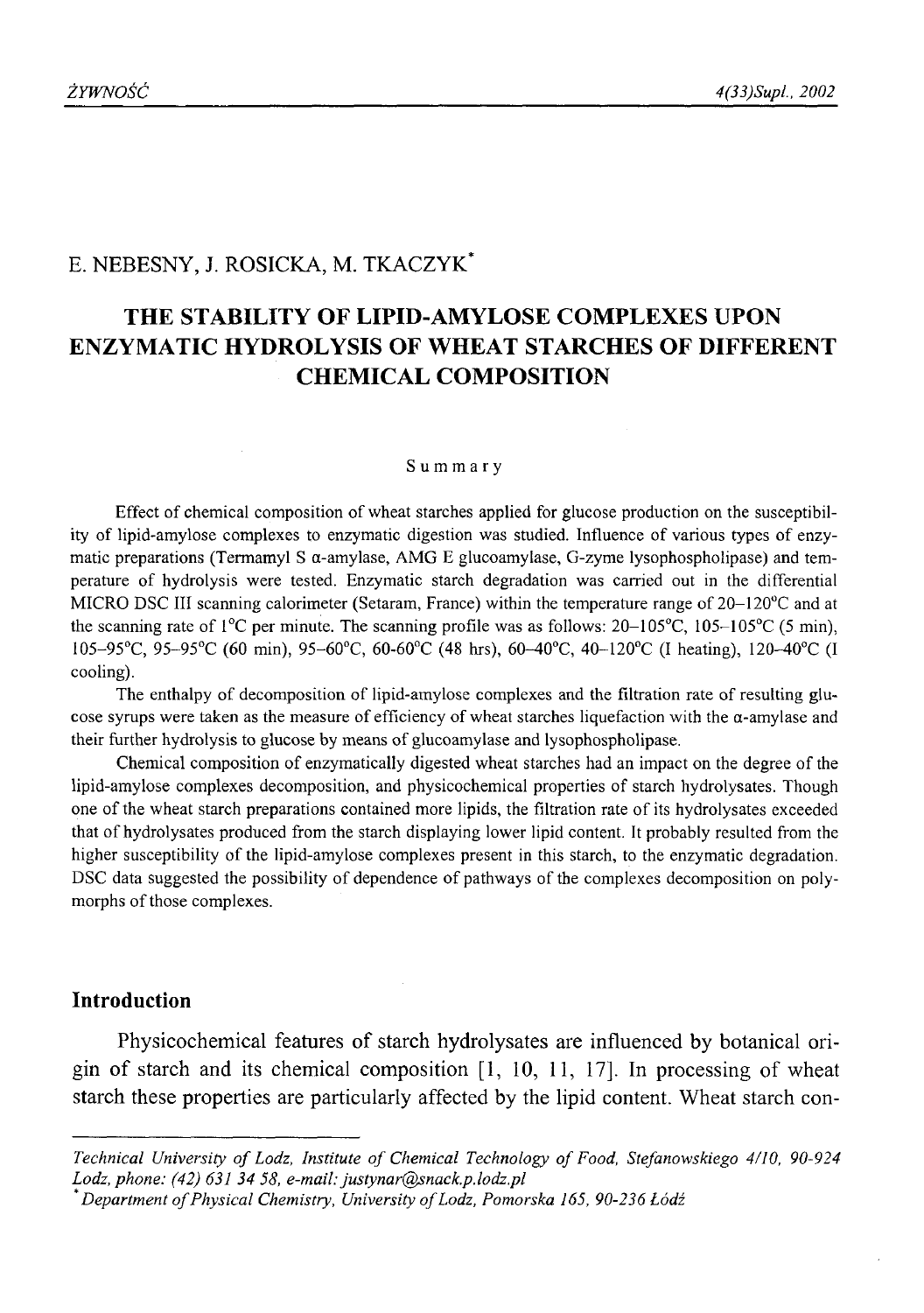E. NEBESNY, J. ROSICKA, M. TKACZYK*

# THE STABILITY OF LIPID-AMYLOSE COMPLEXES UPON ENZYMATIC HYDROLYSIS OF WHEAT STARCHES OF DIFFERENT CHEMICAL COMPOSITION

## Summary

Effect of chemical composition of wheat starches applied for glucose production on the susceptibility of lipid-amylose complexes to enzymatic digestion was studied. Influence of various types of enzymatic preparations (Termamyl S α-amylase, AMG E glucoamylase, G-zyme lysophospholipase) and temperature of hydrolysis were tested. Enzymatic starch degradation was carried out in the differential MICRO DSC III scanning calorimeter (Setaram, France) within the temperature range of 20–120°C and at the scanning rate of 1°C per minute. The scanning profile was as follows: 20–105°C, 105–105°C (5 min), 105–95°C, 95–95°C (60 min), 95–60°C, 60-60°C (48 hrs), 60–40°C, 40–120°C (I heating), 120–40°C (I cooling).

The enthalpy of decomposition of lipid-amylose complexes and the filtration rate of resulting glucose syrups were taken as the measure of efficiency of wheat starches liquefaction with the α-amylase and their further hydrolysis to glucose by means of glucoamylase and lysophospholipase.

Chemical composition of enzymatically digested wheat starches had an impact on the degree of the lipid-amylose complexes decomposition, and physicochemical properties of starch hydrolysates. Though one of the wheat starch preparations contained more lipids, the filtration rate of its hydrolysates exceeded that of hydrolysates produced from the starch displaying lower lipid content. It probably resulted from the higher susceptibility of the lipid-amylose complexes present in this starch, to the enzymatic degradation. DSC data suggested the possibility of dependence of pathways of the complexes decomposition on polymorphs of those complexes.

## Introduction

Physicochemical features of starch hydrolysates are influenced by botanical origin of starch and its chemical composition [1, 10, 11, 17]. In processing of wheat starch these properties are particularly affected by the lipid content. Wheat starch con-

---

*Technical University of Lodz, Institute of Chemical Technology of Food, Stefanowskiego 4/10, 90-924 Lodz, phone: (42) 631 34 58, e-mail: justynar@snack.p.lodz.pl*

*\* Department of Physical Chemistry, University of Lodz, Pomorska 165, 90-236 Łódź*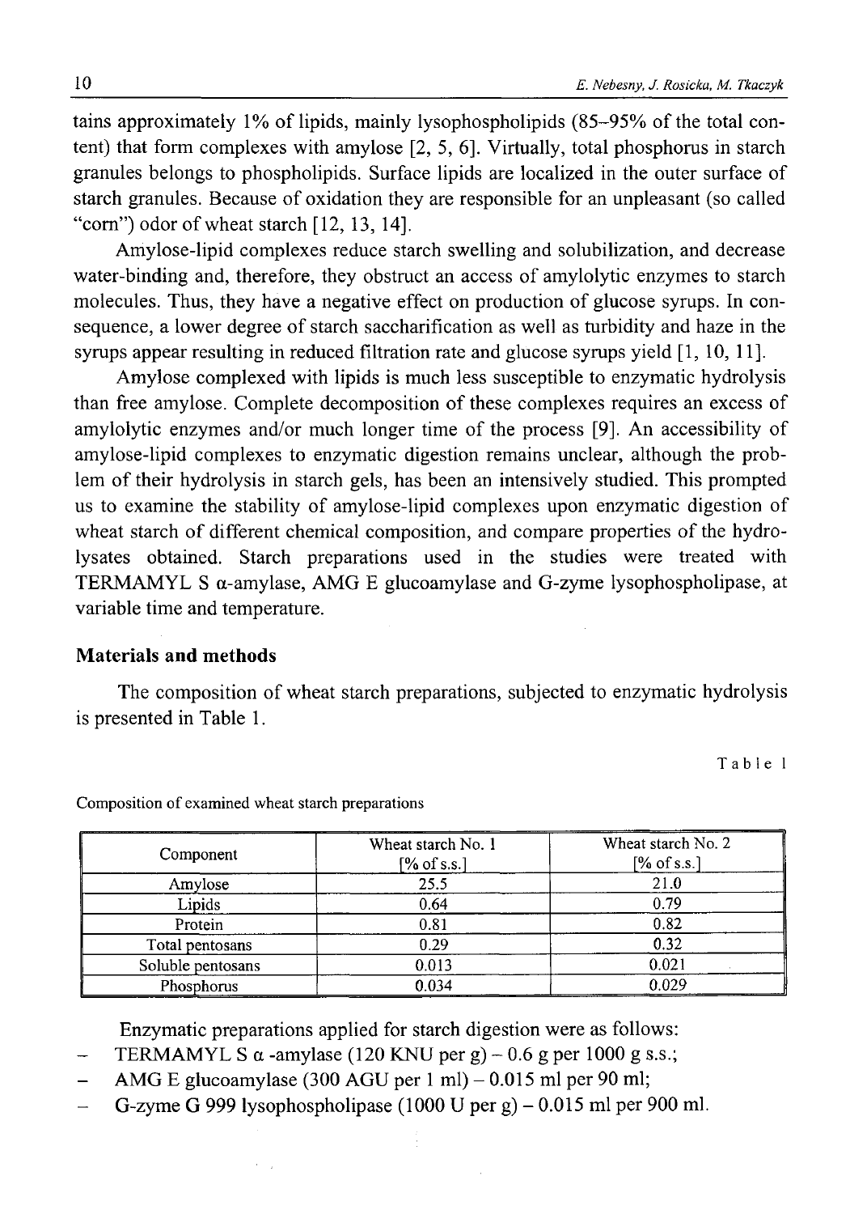tains approximately 1% of lipids, mainly lysophospholipids (85–95% of the total content) that form complexes with amylose [2, 5, 6]. Virtually, total phosphorus in starch granules belongs to phospholipids. Surface lipids are localized in the outer surface of starch granules. Because of oxidation they are responsible for an unpleasant (so called "corn") odor of wheat starch [12, 13, 14].

Amylose-lipid complexes reduce starch swelling and solubilization, and decrease water-binding and, therefore, they obstruct an access of amylolytic enzymes to starch molecules. Thus, they have a negative effect on production of glucose syrups. In consequence, a lower degree of starch saccharification as well as turbidity and haze in the syrups appear resulting in reduced filtration rate and glucose syrups yield [1, 10, 11].

Amylose complexed with lipids is much less susceptible to enzymatic hydrolysis than free amylose. Complete decomposition of these complexes requires an excess of amylolytic enzymes and/or much longer time of the process [9]. An accessibility of amylose-lipid complexes to enzymatic digestion remains unclear, although the problem of their hydrolysis in starch gels, has been an intensively studied. This prompted us to examine the stability of amylose-lipid complexes upon enzymatic digestion of wheat starch of different chemical composition, and compare properties of the hydrolysates obtained. Starch preparations used in the studies were treated with TERMAMYL S α-amylase, AMG E glucoamylase and G-zyme lysophospholipase, at variable time and temperature.

## Materials and methods

The composition of wheat starch preparations, subjected to enzymatic hydrolysis is presented in Table 1.

Table 1

Composition of examined wheat starch preparations

| Component | Wheat starch No. 1 [% of s.s.] | Wheat starch No. 2 [% of s.s.] |
|---|---|---|
| Amylose | 25.5 | 21.0 |
| Lipids | 0.64 | 0.79 |
| Protein | 0.81 | 0.82 |
| Total pentosans | 0.29 | 0.32 |
| Soluble pentosans | 0.013 | 0.021 |
| Phosphorus | 0.034 | 0.029 |

Enzymatic preparations applied for starch digestion were as follows:

- TERMAMYL S α -amylase (120 KNU per g) – 0.6 g per 1000 g s.s.;
- AMG E glucoamylase (300 AGU per 1 ml) – 0.015 ml per 90 ml;
- G-zyme G 999 lysophospholipase (1000 U per g) – 0.015 ml per 900 ml.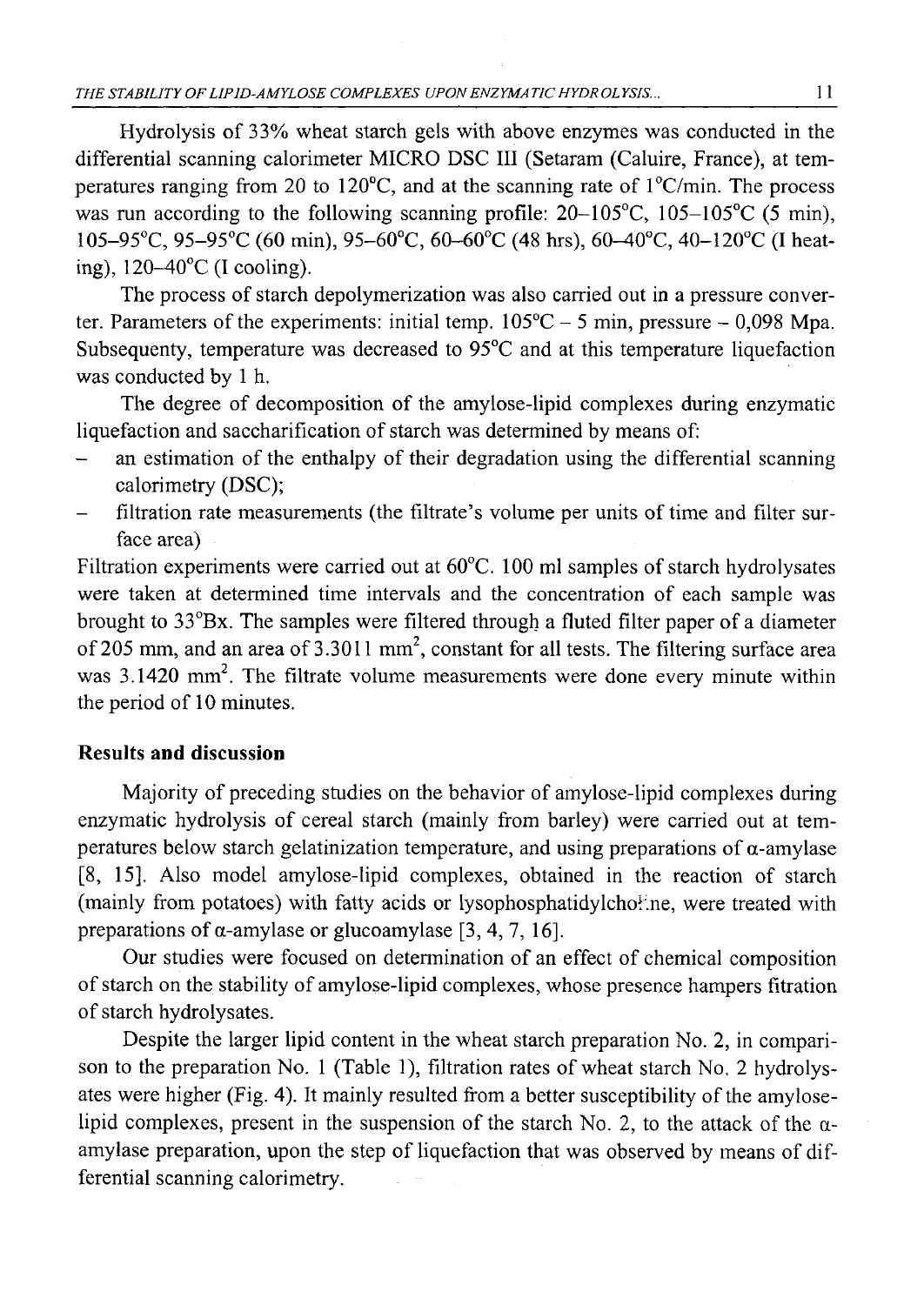Hydrolysis of 33% wheat starch gels with above enzymes was conducted in the differential scanning calorimeter MICRO DSC III (Setaram (Caluire, France), at temperatures ranging from 20 to 120°C, and at the scanning rate of 1°C/min. The process was run according to the following scanning profile: 20–105°C, 105–105°C (5 min), 105–95°C, 95–95°C (60 min), 95–60°C, 60–60°C (48 hrs), 60–40°C, 40–120°C (I heating), 120–40°C (I cooling).

The process of starch depolymerization was also carried out in a pressure converter. Parameters of the experiments: initial temp. 105°C – 5 min, pressure – 0,098 Mpa. Subsequenty, temperature was decreased to 95°C and at this temperature liquefaction was conducted by 1 h.

The degree of decomposition of the amylose-lipid complexes during enzymatic liquefaction and saccharification of starch was determined by means of:

- an estimation of the enthalpy of their degradation using the differential scanning calorimetry (DSC);
- filtration rate measurements (the filtrate's volume per units of time and filter surface area)

Filtration experiments were carried out at 60°C. 100 ml samples of starch hydrolysates were taken at determined time intervals and the concentration of each sample was brought to 33°Bx. The samples were filtered through a fluted filter paper of a diameter of 205 mm, and an area of 3.3011 mm$^2$, constant for all tests. The filtering surface area was 3.1420 mm$^2$. The filtrate volume measurements were done every minute within the period of 10 minutes.

## Results and discussion

Majority of preceding studies on the behavior of amylose-lipid complexes during enzymatic hydrolysis of cereal starch (mainly from barley) were carried out at temperatures below starch gelatinization temperature, and using preparations of $\alpha$-amylase [8, 15]. Also model amylose-lipid complexes, obtained in the reaction of starch (mainly from potatoes) with fatty acids or lysophosphatidylcholine, were treated with preparations of $\alpha$-amylase or glucoamylase [3, 4, 7, 16].

Our studies were focused on determination of an effect of chemical composition of starch on the stability of amylose-lipid complexes, whose presence hampers fitration of starch hydrolysates.

Despite the larger lipid content in the wheat starch preparation No. 2, in comparison to the preparation No. 1 (Table 1), filtration rates of wheat starch No. 2 hydrolysates were higher (Fig. 4). It mainly resulted from a better susceptibility of the amylose-lipid complexes, present in the suspension of the starch No. 2, to the attack of the $\alpha$-amylase preparation, upon the step of liquefaction that was observed by means of differential scanning calorimetry.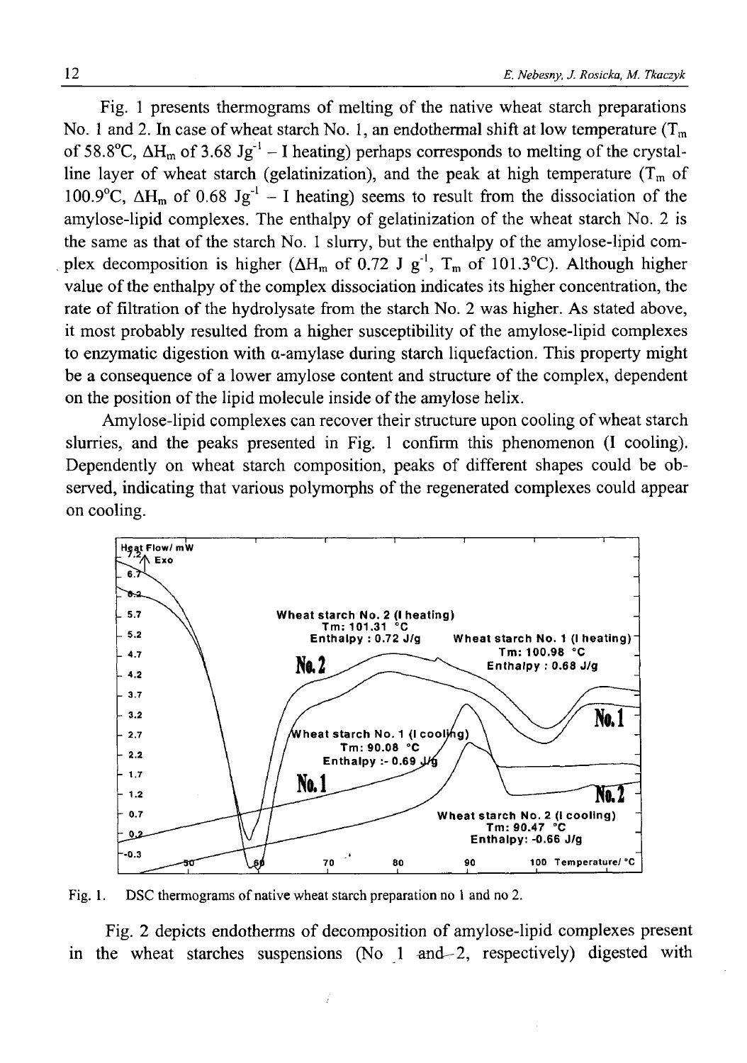Fig. 1 presents thermograms of melting of the native wheat starch preparations No. 1 and 2. In case of wheat starch No. 1, an endothermal shift at low temperature ($T_m$ of 58.8°C, $\Delta H_m$ of 3.68 $Jg^{-1}$ – I heating) perhaps corresponds to melting of the crystalline layer of wheat starch (gelatinization), and the peak at high temperature ($T_m$ of 100.9°C, $\Delta H_m$ of 0.68 $Jg^{-1}$ – I heating) seems to result from the dissociation of the amylose-lipid complexes. The enthalpy of gelatinization of the wheat starch No. 2 is the same as that of the starch No. 1 slurry, but the enthalpy of the amylose-lipid complex decomposition is higher ($\Delta H_m$ of 0.72 J $g^{-1}$, $T_m$ of 101.3°C). Although higher value of the enthalpy of the complex dissociation indicates its higher concentration, the rate of filtration of the hydrolysate from the starch No. 2 was higher. As stated above, it most probably resulted from a higher susceptibility of the amylose-lipid complexes to enzymatic digestion with α-amylase during starch liquefaction. This property might be a consequence of a lower amylose content and structure of the complex, dependent on the position of the lipid molecule inside of the amylose helix.

Amylose-lipid complexes can recover their structure upon cooling of wheat starch slurries, and the peaks presented in Fig. 1 confirm this phenomenon (I cooling). Dependently on wheat starch composition, peaks of different shapes could be observed, indicating that various polymorphs of the regenerated complexes could appear on cooling.

Fig. 1. DSC thermograms of native wheat starch preparation no 1 and no 2.

Fig. 2 depicts endotherms of decomposition of amylose-lipid complexes present in the wheat starches suspensions (No 1 and 2, respectively) digested with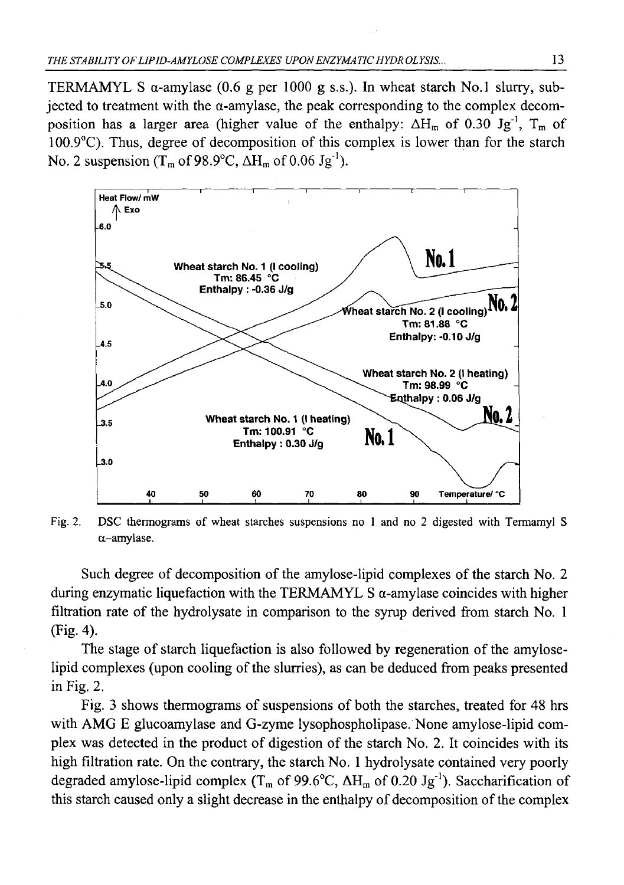TERMAMYL S α-amylase (0.6 g per 1000 g s.s.). In wheat starch No.1 slurry, subjected to treatment with the α-amylase, the peak corresponding to the complex decomposition has a larger area (higher value of the enthalpy: $\Delta H_m$ of 0.30 $Jg^{-1}$, $T_m$ of 100.9°C). Thus, degree of decomposition of this complex is lower than for the starch No. 2 suspension ($T_m$ of 98.9°C, $\Delta H_m$ of 0.06 $Jg^{-1}$).

Fig. 2. DSC thermograms of wheat starches suspensions no 1 and no 2 digested with Termamyl S α-amylase.

Such degree of decomposition of the amylose-lipid complexes of the starch No. 2 during enzymatic liquefaction with the TERMAMYL S α-amylase coincides with higher filtration rate of the hydrolysate in comparison to the syrup derived from starch No. 1 (Fig. 4).

The stage of starch liquefaction is also followed by regeneration of the amylose-lipid complexes (upon cooling of the slurries), as can be deduced from peaks presented in Fig. 2.

Fig. 3 shows thermograms of suspensions of both the starches, treated for 48 hrs with AMG E glucoamylase and G-zyme lysophospholipase. None amylose-lipid complex was detected in the product of digestion of the starch No. 2. It coincides with its high filtration rate. On the contrary, the starch No. 1 hydrolysate contained very poorly degraded amylose-lipid complex ($T_m$ of 99.6°C, $\Delta H_m$ of 0.20 $Jg^{-1}$). Saccharification of this starch caused only a slight decrease in the enthalpy of decomposition of the complex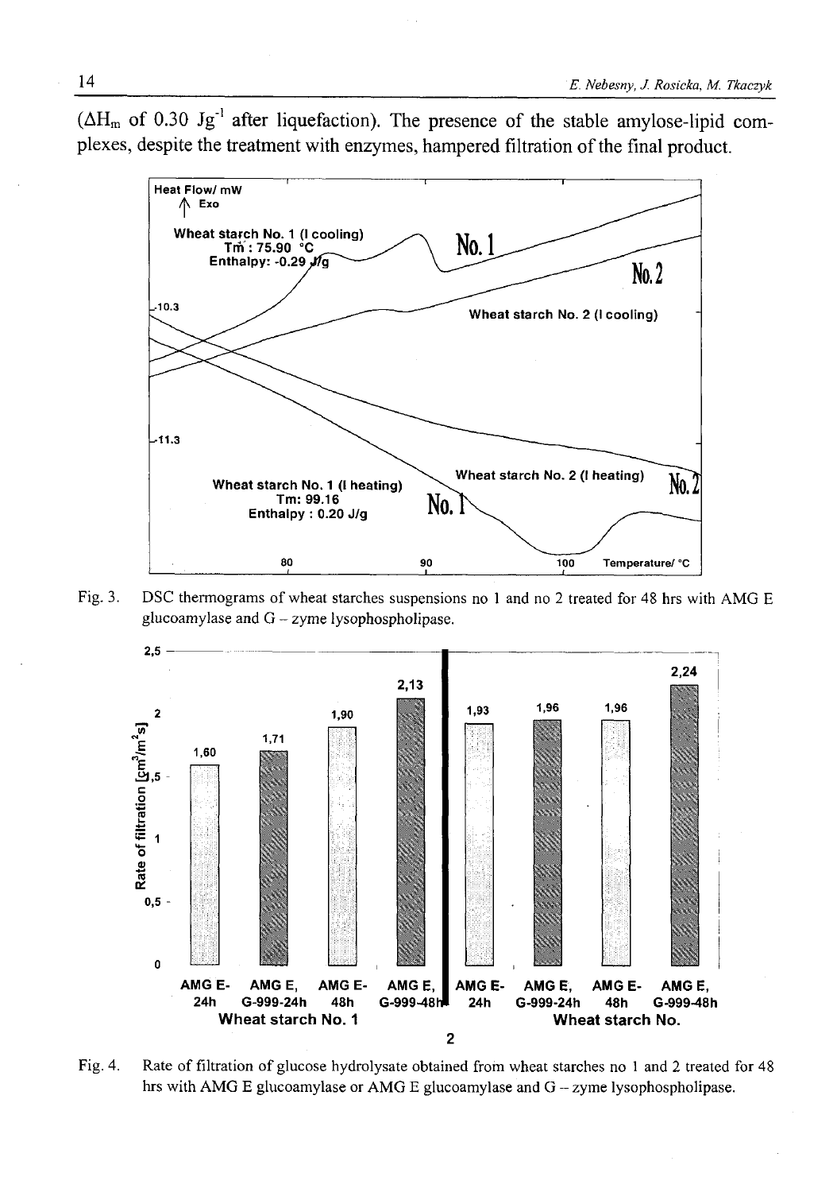($\Delta H_m$ of 0.30 $Jg^{-1}$ after liquefaction). The presence of the stable amylose-lipid complexes, despite the treatment with enzymes, hampered filtration of the final product.

Fig. 3. DSC thermograms of wheat starches suspensions no 1 and no 2 treated for 48 hrs with AMG E glucoamylase and G – zyme lysophospholipase.

Fig. 4. Rate of filtration of glucose hydrolysate obtained from wheat starches no 1 and 2 treated for 48 hrs with AMG E glucoamylase or AMG E glucoamylase and G – zyme lysophospholipase.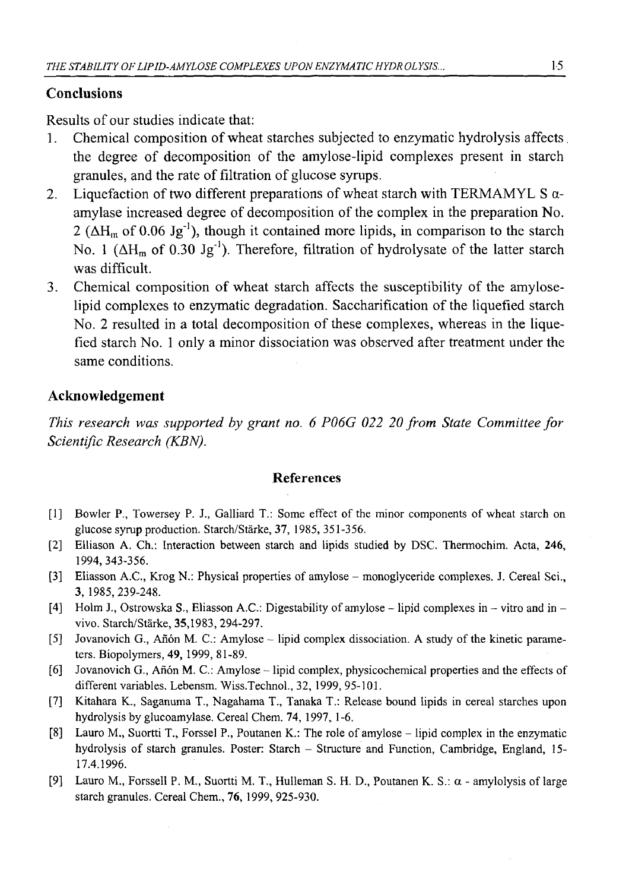## Conclusions

Results of our studies indicate that:

1. Chemical composition of wheat starches subjected to enzymatic hydrolysis affects the degree of decomposition of the amylose-lipid complexes present in starch granules, and the rate of filtration of glucose syrups.
2. Liquefaction of two different preparations of wheat starch with TERMAMYL S α-amylase increased degree of decomposition of the complex in the preparation No. 2 ($\Delta H_m$ of 0.06 $Jg^{-1}$), though it contained more lipids, in comparison to the starch No. 1 ($\Delta H_m$ of 0.30 $Jg^{-1}$). Therefore, filtration of hydrolysate of the latter starch was difficult.
3. Chemical composition of wheat starch affects the susceptibility of the amylose-lipid complexes to enzymatic degradation. Saccharification of the liquefied starch No. 2 resulted in a total decomposition of these complexes, whereas in the liquefied starch No. 1 only a minor dissociation was observed after treatment under the same conditions.

## Acknowledgement

*This research was supported by grant no. 6 P06G 022 20 from State Committee for Scientific Research (KBN).*

## References

[1] Bowler P., Towersey P. J., Galliard T.: Some effect of the minor components of wheat starch on glucose syrup production. Starch/Stärke, **37**, 1985, 351-356.

[2] Elliason A. Ch.: Interaction between starch and lipids studied by DSC. Thermochim. Acta, **246**, 1994, 343-356.

[3] Eliasson A.C., Krog N.: Physical properties of amylose – monoglyceride complexes. J. Cereal Sci., **3**, 1985, 239-248.

[4] Holm J., Ostrowska S., Eliasson A.C.: Digestability of amylose – lipid complexes in – vitro and in – vivo. Starch/Stärke, **35**,1983, 294-297.

[5] Jovanovich G., Añón M. C.: Amylose – lipid complex dissociation. A study of the kinetic parameters. Biopolymers, **49**, 1999, 81-89.

[6] Jovanovich G., Añón M. C.: Amylose – lipid complex, physicochemical properties and the effects of different variables. Lebensm. Wiss.Technol., 32, 1999, 95-101.

[7] Kitahara K., Saganuma T., Nagahama T., Tanaka T.: Release bound lipids in cereal starches upon hydrolysis by glucoamylase. Cereal Chem. 74, 1997, 1-6.

[8] Lauro M., Suortti T., Forssel P., Poutanen K.: The role of amylose – lipid complex in the enzymatic hydrolysis of starch granules. Poster: Starch – Structure and Function, Cambridge, England, 15-17.4.1996.

[9] Lauro M., Forssell P. M., Suortti M. T., Hulleman S. H. D., Poutanen K. S.: α - amylolysis of large starch granules. Cereal Chem., **76**, 1999, 925-930.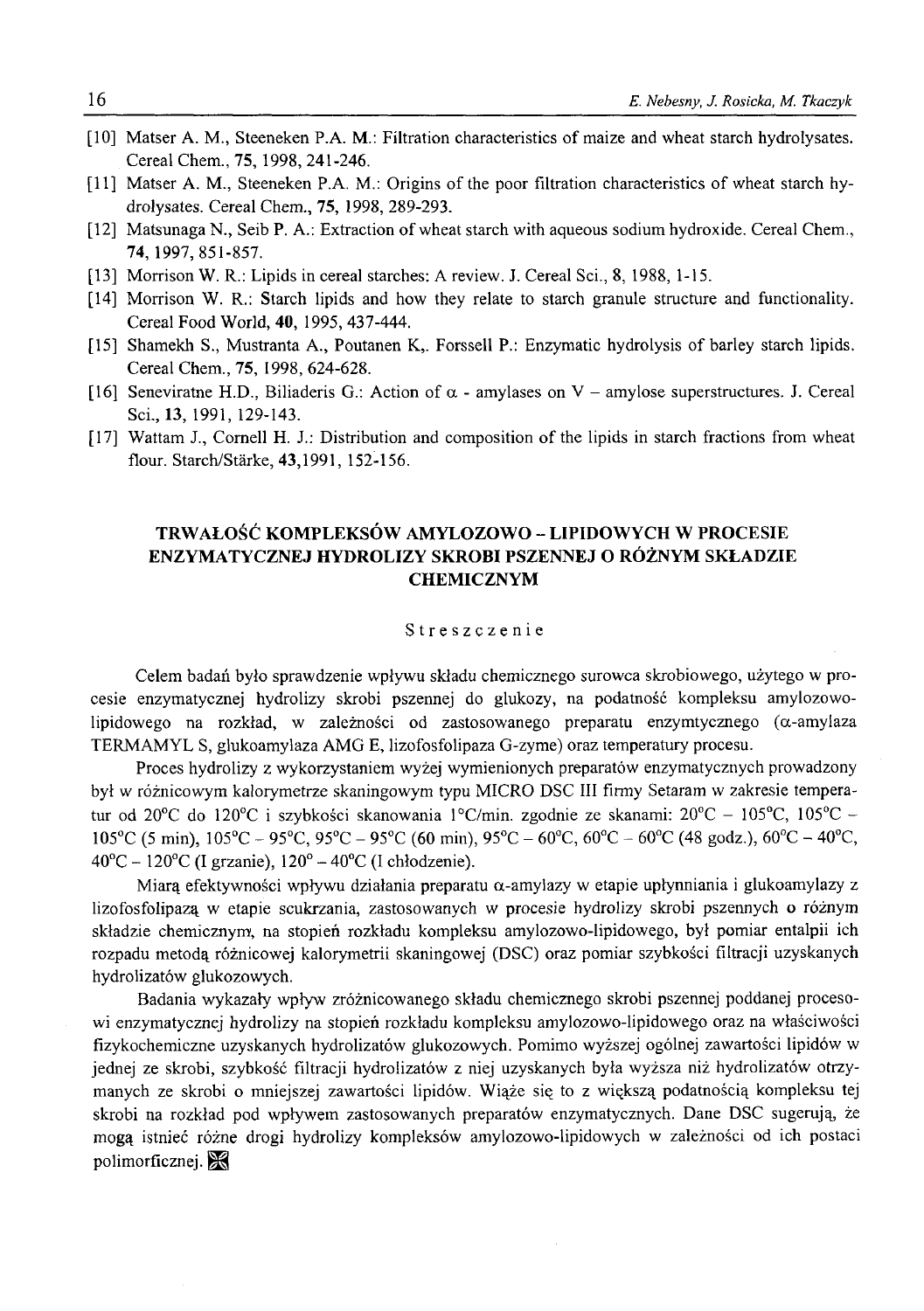[10] Matser A. M., Steeneken P.A. M.: Filtration characteristics of maize and wheat starch hydrolysates. Cereal Chem., **75**, 1998, 241-246.

[11] Matser A. M., Steeneken P.A. M.: Origins of the poor filtration characteristics of wheat starch hydrolysates. Cereal Chem., **75**, 1998, 289-293.

[12] Matsunaga N., Seib P. A.: Extraction of wheat starch with aqueous sodium hydroxide. Cereal Chem., **74**, 1997, 851-857.

[13] Morrison W. R.: Lipids in cereal starches: A review. J. Cereal Sci., **8**, 1988, 1-15.

[14] Morrison W. R.: Starch lipids and how they relate to starch granule structure and functionality. Cereal Food World, **40**, 1995, 437-444.

[15] Shamekh S., Mustranta A., Poutanen K,. Forssell P.: Enzymatic hydrolysis of barley starch lipids. Cereal Chem., **75**, 1998, 624-628.

[16] Seneviratne H.D., Biliaderis G.: Action of α - amylases on V – amylose superstructures. J. Cereal Sci., **13**, 1991, 129-143.

[17] Wattam J., Cornell H. J.: Distribution and composition of the lipids in starch fractions from wheat flour. Starch/Stärke, **43**,1991, 152-156.

## TRWAŁOŚĆ KOMPLEKSÓW AMYLOZOWO – LIPIDOWYCH W PROCESIE ENZYMATYCZNEJ HYDROLIZY SKROBI PSZENNEJ O RÓŻNYM SKŁADZIE CHEMICZNYM

### Streszczenie

Celem badań było sprawdzenie wpływu składu chemicznego surowca skrobiowego, użytego w procesie enzymatycznej hydrolizy skrobi pszennej do glukozy, na podatność kompleksu amylozowo-lipidowego na rozkład, w zależności od zastosowanego preparatu enzymtycznego (α-amylaza TERMAMYL S, glukoamylaza AMG E, lizofosfolipaza G-zyme) oraz temperatury procesu.

Proces hydrolizy z wykorzystaniem wyżej wymienionych preparatów enzymatycznych prowadzony był w różnicowym kalorymetrze skaningowym typu MICRO DSC III firmy Setaram w zakresie temperatur od 20°C do 120°C i szybkości skanowania 1°C/min. zgodnie ze skanami: 20°C – 105°C, 105°C – 105°C (5 min), 105°C – 95°C, 95°C – 95°C (60 min), 95°C – 60°C, 60°C – 60°C (48 godz.), 60°C – 40°C, 40°C – 120°C (I grzanie), 120° – 40°C (I chłodzenie).

Miarą efektywności wpływu działania preparatu α-amylazy w etapie upłynniania i glukoamylazy z lizofosfolipazą w etapie scukrzania, zastosowanych w procesie hydrolizy skrobi pszennych o różnym składzie chemicznym, na stopień rozkładu kompleksu amylozowo-lipidowego, był pomiar entalpii ich rozpadu metodą różnicowej kalorymetrii skaningowej (DSC) oraz pomiar szybkości filtracji uzyskanych hydrolizatów glukozowych.

Badania wykazały wpływ zróżnicowanego składu chemicznego skrobi pszennej poddanej procesowi enzymatycznej hydrolizy na stopień rozkładu kompleksu amylozowo-lipidowego oraz na właściwości fizykochemiczne uzyskanych hydrolizatów glukozowych. Pomimo wyższej ogólnej zawartości lipidów w jednej ze skrobi, szybkość filtracji hydrolizatów z niej uzyskanych była wyższa niż hydrolizatów otrzymanych ze skrobi o mniejszej zawartości lipidów. Wiąże się to z większą podatnością kompleksu tej skrobi na rozkład pod wpływem zastosowanych preparatów enzymatycznych. Dane DSC sugerują, że mogą istnieć różne drogi hydrolizy kompleksów amylozowo-lipidowych w zależności od ich postaci polimorficznej.